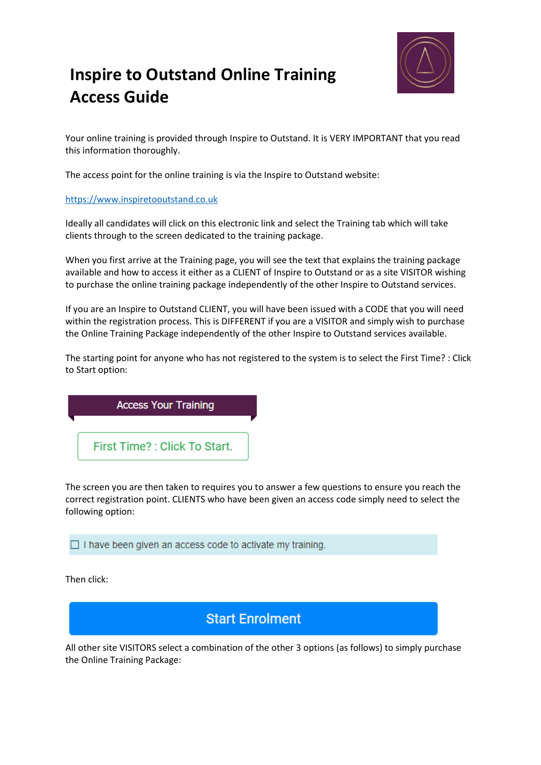# Inspire to Outstand Online Training Access Guide

Your online training is provided through Inspire to Outstand. It is VERY IMPORTANT that you read this information thoroughly.

The access point for the online training is via the Inspire to Outstand website:

https://www.inspiretooutstand.co.uk

Ideally all candidates will click on this electronic link and select the Training tab which will take clients through to the screen dedicated to the training package.

When you first arrive at the Training page, you will see the text that explains the training package available and how to access it either as a CLIENT of Inspire to Outstand or as a site VISITOR wishing to purchase the online training package independently of the other Inspire to Outstand services.

If you are an Inspire to Outstand CLIENT, you will have been issued with a CODE that you will need within the registration process. This is DIFFERENT if you are a VISITOR and simply wish to purchase the Online Training Package independently of the other Inspire to Outstand services available.

The starting point for anyone who has not registered to the system is to select the First Time? : Click to Start option:

Access Your Training

First Time? : Click To Start.

The screen you are then taken to requires you to answer a few questions to ensure you reach the correct registration point. CLIENTS who have been given an access code simply need to select the following option:

☐ I have been given an access code to activate my training.

Then click:

Start Enrolment

All other site VISITORS select a combination of the other 3 options (as follows) to simply purchase the Online Training Package: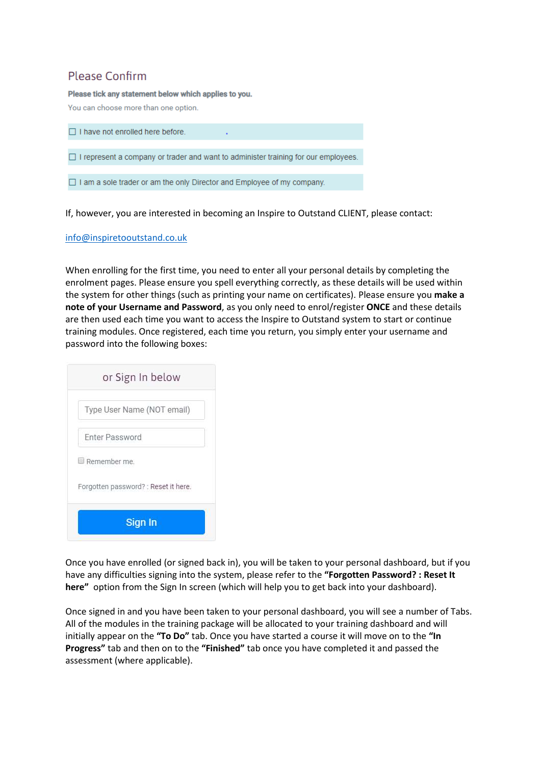## Please Confirm

**Please tick any statement below which applies to you.**

You can choose more than one option.

☐ I have not enrolled here before.

☐ I represent a company or trader and want to administer training for our employees.

☐ I am a sole trader or am the only Director and Employee of my company.

If, however, you are interested in becoming an Inspire to Outstand CLIENT, please contact:

info@inspiretooutstand.co.uk

When enrolling for the first time, you need to enter all your personal details by completing the enrolment pages. Please ensure you spell everything correctly, as these details will be used within the system for other things (such as printing your name on certificates). Please ensure you **make a note of your Username and Password**, as you only need to enrol/register **ONCE** and these details are then used each time you want to access the Inspire to Outstand system to start or continue training modules. Once registered, each time you return, you simply enter your username and password into the following boxes:

or Sign In below

Type User Name (NOT email)

Enter Password

☐ Remember me.

Forgotten password? : Reset it here.

Sign In

Once you have enrolled (or signed back in), you will be taken to your personal dashboard, but if you have any difficulties signing into the system, please refer to the **"Forgotten Password? : Reset It here"** option from the Sign In screen (which will help you to get back into your dashboard).

Once signed in and you have been taken to your personal dashboard, you will see a number of Tabs. All of the modules in the training package will be allocated to your training dashboard and will initially appear on the **"To Do"** tab. Once you have started a course it will move on to the **"In Progress"** tab and then on to the **"Finished"** tab once you have completed it and passed the assessment (where applicable).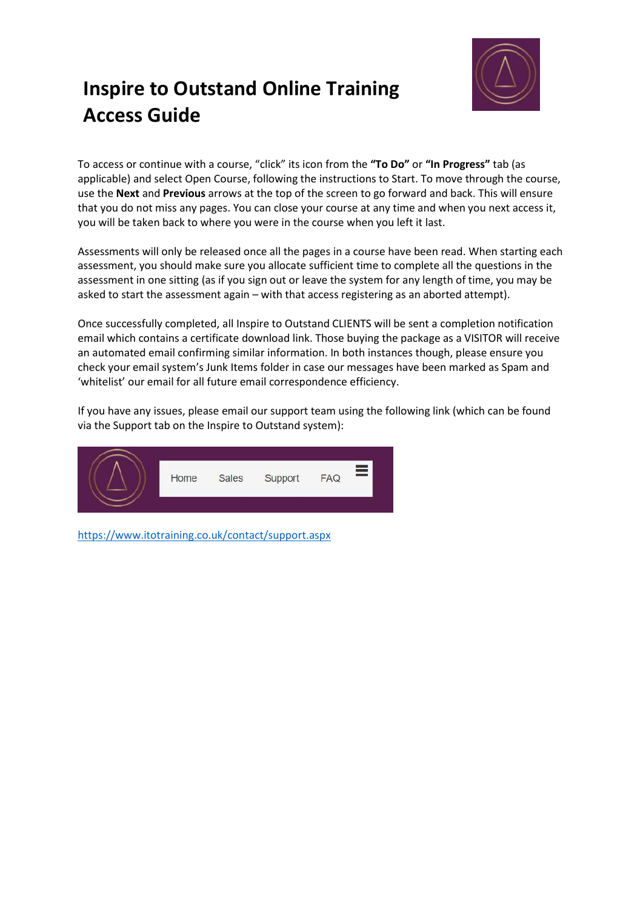# Inspire to Outstand Online Training Access Guide

To access or continue with a course, "click" its icon from the **"To Do"** or **"In Progress"** tab (as applicable) and select Open Course, following the instructions to Start. To move through the course, use the **Next** and **Previous** arrows at the top of the screen to go forward and back. This will ensure that you do not miss any pages. You can close your course at any time and when you next access it, you will be taken back to where you were in the course when you left it last.

Assessments will only be released once all the pages in a course have been read. When starting each assessment, you should make sure you allocate sufficient time to complete all the questions in the assessment in one sitting (as if you sign out or leave the system for any length of time, you may be asked to start the assessment again – with that access registering as an aborted attempt).

Once successfully completed, all Inspire to Outstand CLIENTS will be sent a completion notification email which contains a certificate download link. Those buying the package as a VISITOR will receive an automated email confirming similar information. In both instances though, please ensure you check your email system's Junk Items folder in case our messages have been marked as Spam and 'whitelist' our email for all future email correspondence efficiency.

If you have any issues, please email our support team using the following link (which can be found via the Support tab on the Inspire to Outstand system):

Home Sales Support FAQ

https://www.itotraining.co.uk/contact/support.aspx